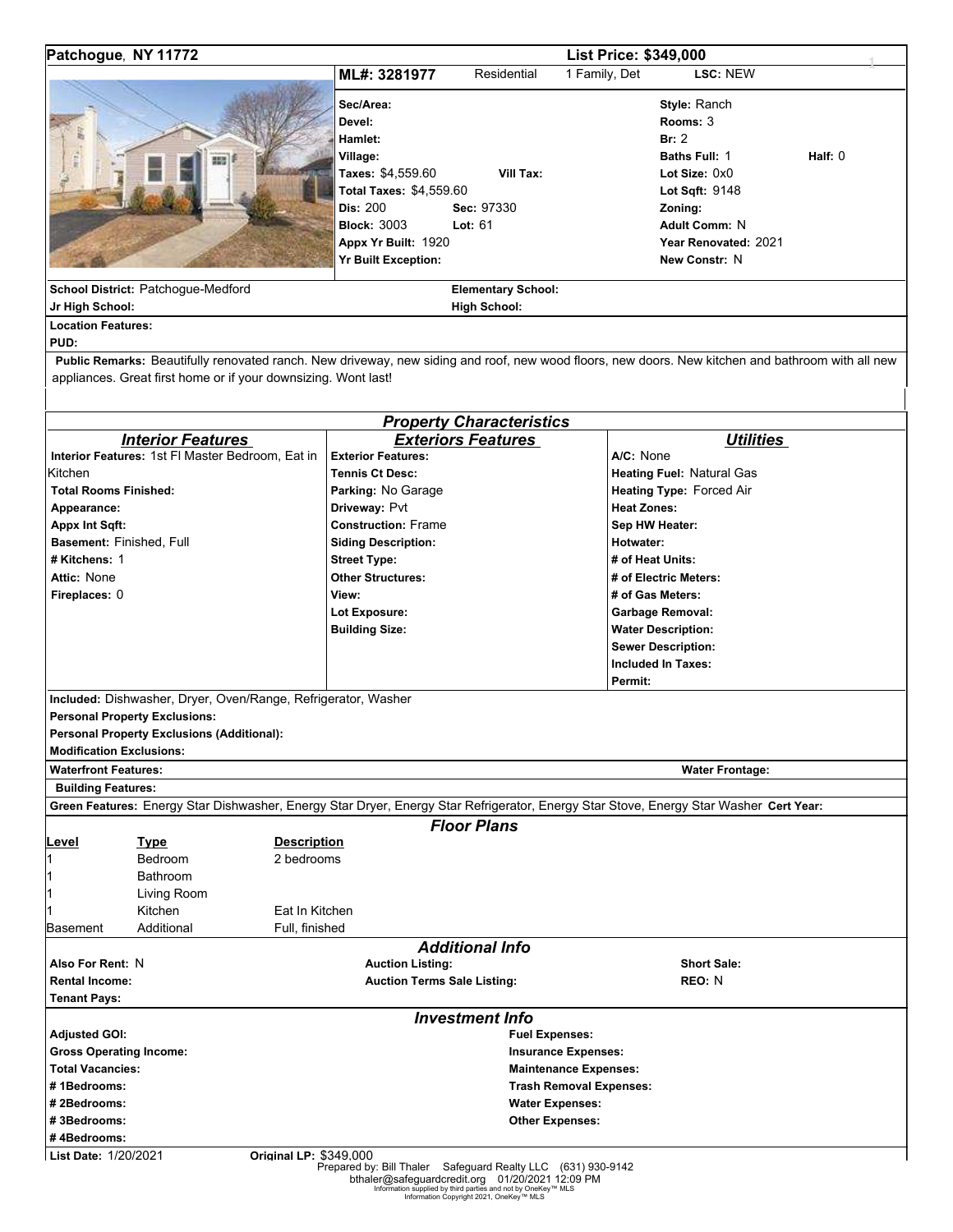**Patchogue, NY 11772** | **List Price: $349,000**

| ML#: 3281977 | Residential | 1 Family, Det | LSC: NEW |
|---|---|---|---|

| | | | |
|---|---|---|---|
| **Sec/Area:** | | **Style:** Ranch | |
| **Devel:** | | **Rooms:** 3 | |
| **Hamlet:** | | **Br:** 2 | |
| **Village:** | | **Baths Full:** 1 | **Half:** 0 |
| **Taxes:** $4,559.60 | **Vill Tax:** | **Lot Size:** 0x0 | |
| **Total Taxes:** $4,559.60 | | **Lot Sqft:** 9148 | |
| **Dis:** 200 | **Sec:** 97330 | **Zoning:** | |
| **Block:** 3003 | **Lot:** 61 | **Adult Comm:** N | |
| **Appx Yr Built:** 1920 | | **Year Renovated:** 2021 | |
| **Yr Built Exception:** | | **New Constr:** N | |

**School District:** Patchogue-Medford | **Elementary School:**
**Jr High School:** | **High School:**

**Location Features:**
**PUD:**

**Public Remarks:** Beautifully renovated ranch. New driveway, new siding and roof, new wood floors, new doors. New kitchen and bathroom with all new appliances. Great first home or if your downsizing. Wont last!

## Property Characteristics

| Interior Features | Exteriors Features | Utilities |
|---|---|---|
| **Interior Features:** 1st Fl Master Bedroom, Eat in Kitchen | **Exterior Features:** | **A/C:** None |
| **Total Rooms Finished:** | **Tennis Ct Desc:** | **Heating Fuel:** Natural Gas |
| **Appearance:** | **Parking:** No Garage | **Heating Type:** Forced Air |
| **Appx Int Sqft:** | **Driveway:** Pvt | **Heat Zones:** |
| **Basement:** Finished, Full | **Construction:** Frame | **Sep HW Heater:** |
| **# Kitchens:** 1 | **Siding Description:** | **Hotwater:** |
| **Attic:** None | **Street Type:** | **# of Heat Units:** |
| **Fireplaces:** 0 | **Other Structures:** | **# of Electric Meters:** |
| | **View:** | **# of Gas Meters:** |
| | **Lot Exposure:** | **Garbage Removal:** |
| | **Building Size:** | **Water Description:** |
| | | **Sewer Description:** |
| | | **Included In Taxes:** |
| | | **Permit:** |

**Included:** Dishwasher, Dryer, Oven/Range, Refrigerator, Washer
**Personal Property Exclusions:**
**Personal Property Exclusions (Additional):**
**Modification Exclusions:**
**Waterfront Features:** | **Water Frontage:**
**Building Features:**
**Green Features:** Energy Star Dishwasher, Energy Star Dryer, Energy Star Refrigerator, Energy Star Stove, Energy Star Washer **Cert Year:**

## Floor Plans

| Level | Type | Description |
|---|---|---|
| 1 | Bedroom | 2 bedrooms |
| 1 | Bathroom | |
| 1 | Living Room | |
| 1 | Kitchen | Eat In Kitchen |
| Basement | Additional | Full, finished |

## Additional Info

| | | |
|---|---|---|
| **Also For Rent:** N | **Auction Listing:** | **Short Sale:** |
| **Rental Income:** | **Auction Terms Sale Listing:** | **REO:** N |
| **Tenant Pays:** | | |

## Investment Info

| | |
|---|---|
| **Adjusted GOI:** | **Fuel Expenses:** |
| **Gross Operating Income:** | **Insurance Expenses:** |
| **Total Vacancies:** | **Maintenance Expenses:** |
| **# 1Bedrooms:** | **Trash Removal Expenses:** |
| **# 2Bedrooms:** | **Water Expenses:** |
| **# 3Bedrooms:** | **Other Expenses:** |
| **# 4Bedrooms:** | |

**List Date:** 1/20/2021 **Original LP:** $349,000

Prepared by: Bill Thaler Safeguard Realty LLC (631) 930-9142
bthaler@safeguardcredit.org 01/20/2021 12:09 PM
Information supplied by third parties and not by OneKey™ MLS
Information Copyright 2021, OneKey™ MLS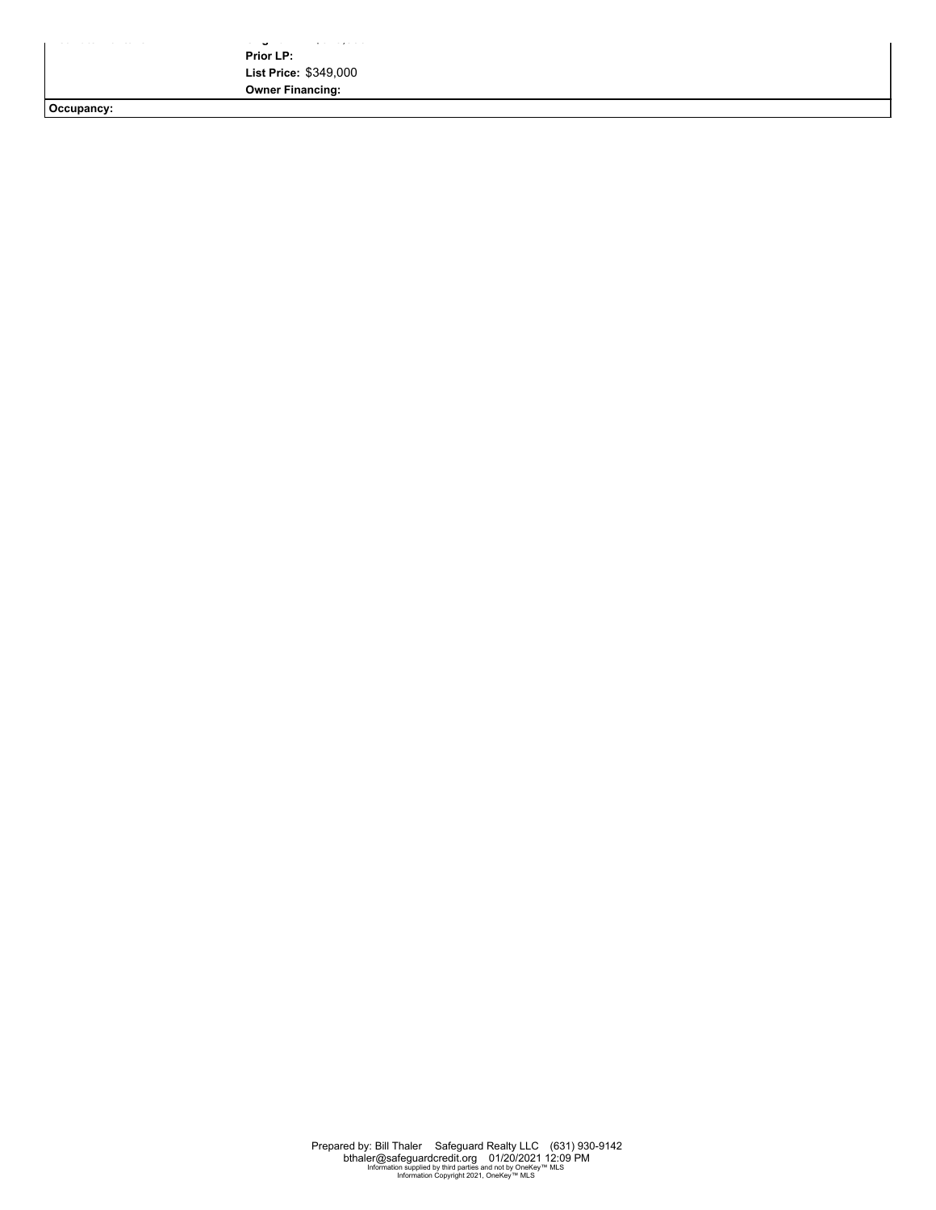**Prior LP:**

**List Price:** $349,000

**Owner Financing:**

**Occupancy:**

Prepared by: Bill Thaler Safeguard Realty LLC (631) 930-9142
bthaler@safeguardcredit.org 01/20/2021 12:09 PM
Information supplied by third parties and not by OneKey™ MLS
Information Copyright 2021, OneKey™ MLS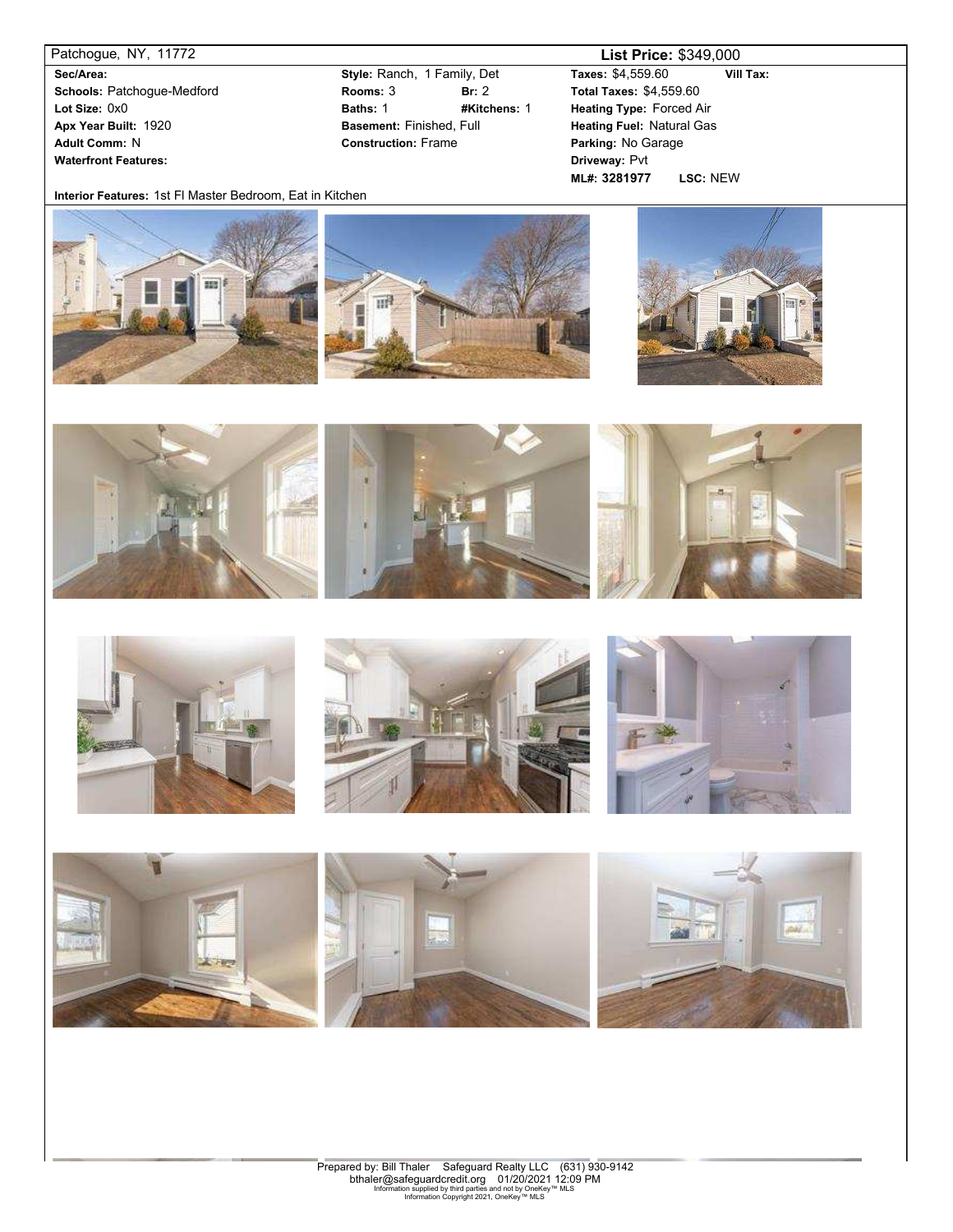Patchogue, NY, 11772

**List Price:** $349,000

| | | |
|---|---|---|
| **Sec/Area:** | **Style:** Ranch, 1 Family, Det | **Taxes:** $4,559.60 **Vill Tax:** |
| **Schools:** Patchogue-Medford | **Rooms:** 3 **Br:** 2 | **Total Taxes:** $4,559.60 |
| **Lot Size:** 0x0 | **Baths:** 1 **#Kitchens:** 1 | **Heating Type:** Forced Air |
| **Apx Year Built:** 1920 | **Basement:** Finished, Full | **Heating Fuel:** Natural Gas |
| **Adult Comm:** N | **Construction:** Frame | **Parking:** No Garage |
| **Waterfront Features:** | | **Driveway:** Pvt |
| | | **ML#: 3281977** **LSC:** NEW |

**Interior Features:** 1st Fl Master Bedroom, Eat in Kitchen

Prepared by: Bill Thaler Safeguard Realty LLC (631) 930-9142
bthaler@safeguardcredit.org 01/20/2021 12:09 PM
Information supplied by third parties and not by OneKey™ MLS
Information Copyright 2021, OneKey™ MLS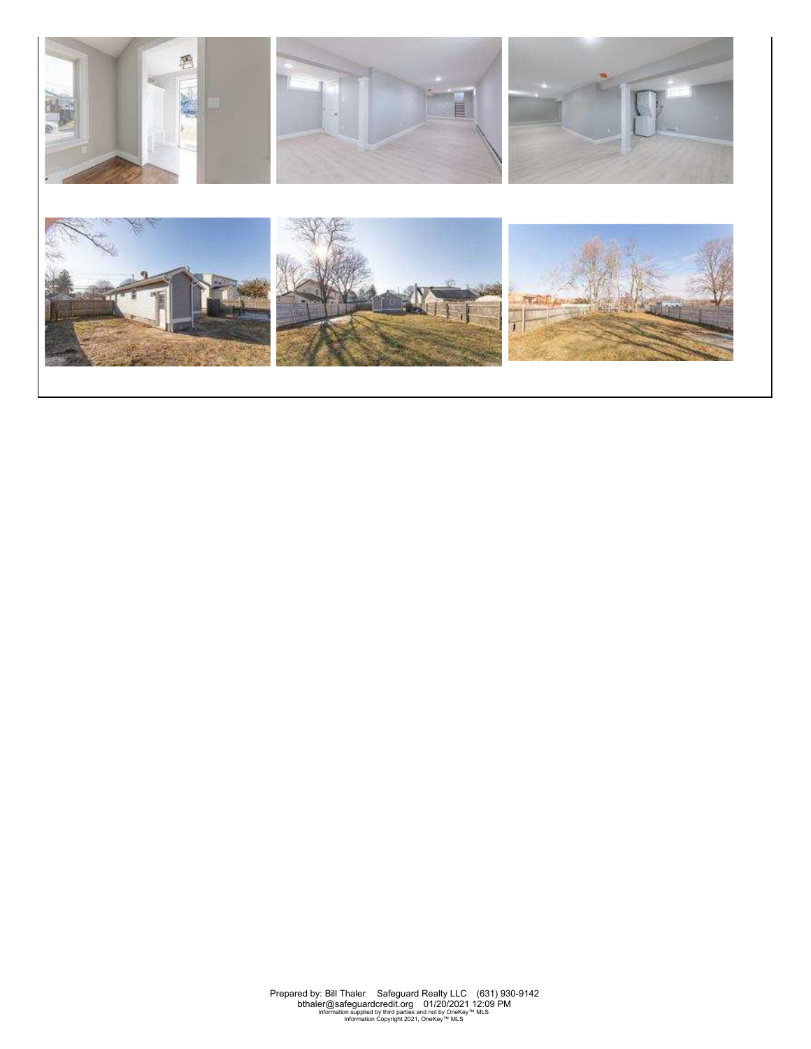Prepared by: Bill Thaler Safeguard Realty LLC (631) 930-9142
bthaler@safeguardcredit.org 01/20/2021 12:09 PM
Information supplied by third parties and not by OneKey™ MLS
Information Copyright 2021, OneKey™ MLS